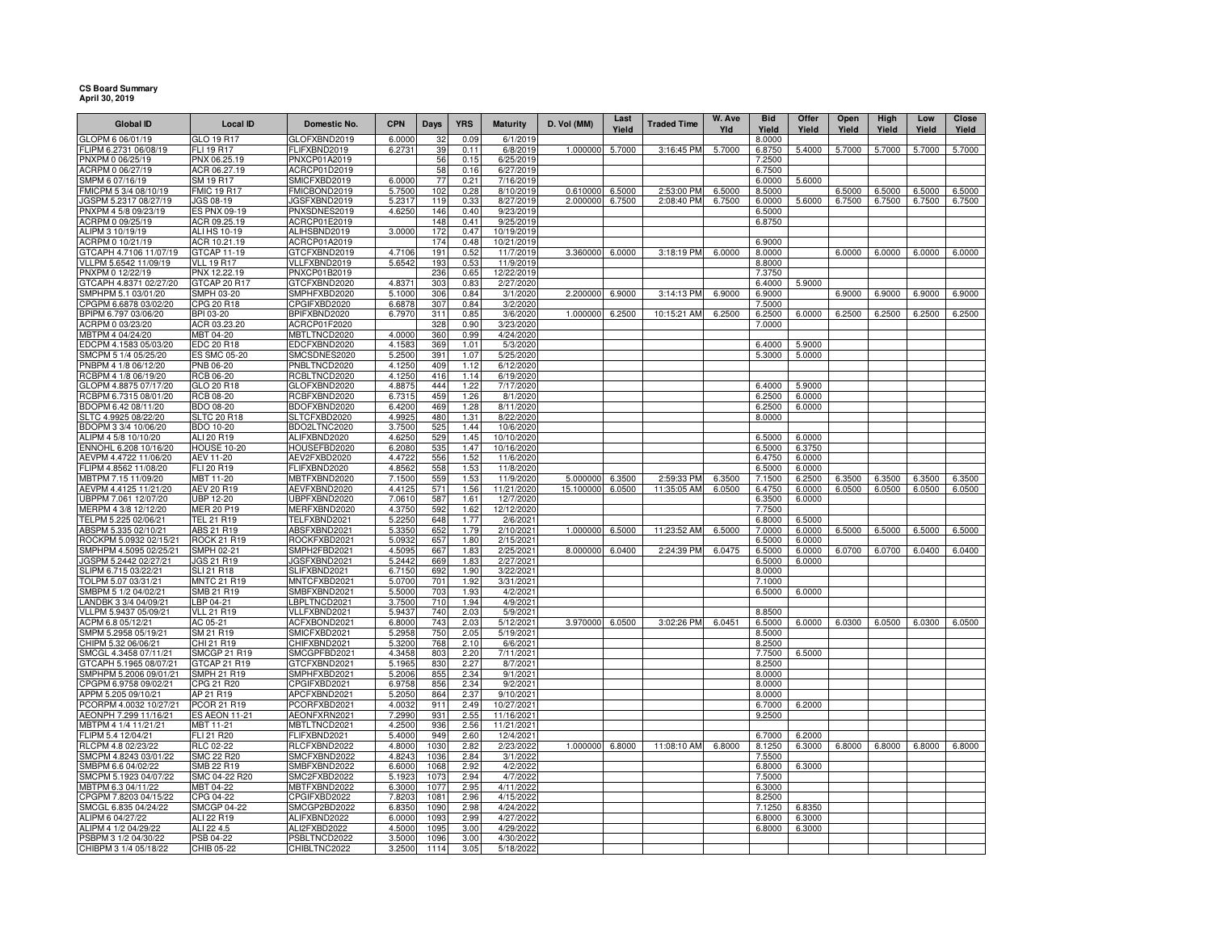**CS Board Summary**
**April 30, 2019**

| Global ID | Local ID | Domestic No. | CPN | Days | YRS | Maturity | D. Vol (MM) | Last Yield | Traded Time | W. Ave Yld | Bid Yield | Offer Yield | Open Yield | High Yield | Low Yield | Close Yield |
|---|---|---|---|---|---|---|---|---|---|---|---|---|---|---|---|---|
| GLOPM 6 06/01/19 | GLO 19 R17 | GLOFXBND2019 | 6.0000 | 32 | 0.09 | 6/1/2019 | | | | | 8.0000 | | | | | |
| FLIPM 6.2731 06/08/19 | FLI 19 R17 | FLIFXBND2019 | 6.2731 | 39 | 0.11 | 6/8/2019 | 1.000000 | 5.7000 | 3:16:45 PM | 5.7000 | 6.8750 | 5.4000 | 5.7000 | 5.7000 | 5.7000 | 5.7000 |
| PNXPM 0 06/25/19 | PNX 06.25.19 | PNXCP01A2019 | | 56 | 0.15 | 6/25/2019 | | | | | 7.2500 | | | | | |
| ACRPM 0 06/27/19 | ACR 06.27.19 | ACRCP01D2019 | | 58 | 0.16 | 6/27/2019 | | | | | 6.7500 | | | | | |
| SMPM 6 07/16/19 | SM 19 R17 | SMICFXBD2019 | 6.0000 | 77 | 0.21 | 7/16/2019 | | | | | 6.0000 | 5.6000 | | | | |
| FMICPM 5 3/4 08/10/19 | FMIC 19 R17 | FMICBOND2019 | 5.7500 | 102 | 0.28 | 8/10/2019 | 0.610000 | 6.5000 | 2:53:00 PM | 6.5000 | 8.5000 | | 6.5000 | 6.5000 | 6.5000 | 6.5000 |
| JGSPM 5.2317 08/27/19 | JGS 08-19 | JGSFXBND2019 | 5.2317 | 119 | 0.33 | 8/27/2019 | 2.000000 | 6.7500 | 2:08:40 PM | 6.7500 | 6.0000 | 5.6000 | 6.7500 | 6.7500 | 6.7500 | 6.7500 |
| PNXPM 4 5/8 09/23/19 | ES PNX 09-19 | PNXSDNES2019 | 4.6250 | 146 | 0.40 | 9/23/2019 | | | | | 6.5000 | | | | | |
| ACRPM 0 09/25/19 | ACR 09.25.19 | ACRCP01E2019 | | 148 | 0.41 | 9/25/2019 | | | | | 6.8750 | | | | | |
| ALIPM 3 10/19/19 | ALI HS 10-19 | ALIHSBND2019 | 3.0000 | 172 | 0.47 | 10/19/2019 | | | | | | | | | | |
| ACRPM 0 10/21/19 | ACR 10.21.19 | ACRCP01A2019 | | 174 | 0.48 | 10/21/2019 | | | | | 6.9000 | | | | | |
| GTCAPH 4.7106 11/07/19 | GTCAP 11-19 | GTCFXBND2019 | 4.7106 | 191 | 0.52 | 11/7/2019 | 3.360000 | 6.0000 | 3:18:19 PM | 6.0000 | 8.0000 | | 6.0000 | 6.0000 | 6.0000 | 6.0000 |
| VLLPM 5.6542 11/09/19 | VLL 19 R17 | VLLFXBND2019 | 5.6542 | 193 | 0.53 | 11/9/2019 | | | | | 8.8000 | | | | | |
| PNXPM 0 12/22/19 | PNX 12.22.19 | PNXCP01B2019 | | 236 | 0.65 | 12/22/2019 | | | | | 7.3750 | | | | | |
| GTCAPH 4.8371 02/27/20 | GTCAP 20 R17 | GTCFXBND2020 | 4.8371 | 303 | 0.83 | 2/27/2020 | | | | | 6.4000 | 5.9000 | | | | |
| SMPHPM 5.1 03/01/20 | SMPH 03-20 | SMPHFXBD2020 | 5.1000 | 306 | 0.84 | 3/1/2020 | 2.200000 | 6.9000 | 3:14:13 PM | 6.9000 | 6.9000 | | 6.9000 | 6.9000 | 6.9000 | 6.9000 |
| CPGPM 6.6878 03/02/20 | CPG 20 R18 | CPGIFXBD2020 | 6.6878 | 307 | 0.84 | 3/2/2020 | | | | | 7.5000 | | | | | |
| BPIPM 6.797 03/06/20 | BPI 03-20 | BPIFXBND2020 | 6.7970 | 311 | 0.85 | 3/6/2020 | 1.000000 | 6.2500 | 10:15:21 AM | 6.2500 | 6.2500 | 6.0000 | 6.2500 | 6.2500 | 6.2500 | 6.2500 |
| ACRPM 0 03/23/20 | ACR 03.23.20 | ACRCP01F2020 | | 328 | 0.90 | 3/23/2020 | | | | | 7.0000 | | | | | |
| MBTPM 4 04/24/20 | MBT 04-20 | MBTLTNCD2020 | 4.0000 | 360 | 0.99 | 4/24/2020 | | | | | | | | | | |
| EDCPM 4.1583 05/03/20 | EDC 20 R18 | EDCFXBND2020 | 4.1583 | 369 | 1.01 | 5/3/2020 | | | | | 6.4000 | 5.9000 | | | | |
| SMCPM 5 1/4 05/25/20 | ES SMC 05-20 | SMCSDNES2020 | 5.2500 | 391 | 1.07 | 5/25/2020 | | | | | 5.3000 | 5.0000 | | | | |
| PNBPM 4 1/8 06/12/20 | PNB 06-20 | PNBLTNCD2020 | 4.1250 | 409 | 1.12 | 6/12/2020 | | | | | | | | | | |
| RCBPM 4 1/8 06/19/20 | RCB 06-20 | RCBLTNCD2020 | 4.1250 | 416 | 1.14 | 6/19/2020 | | | | | | | | | | |
| GLOPM 4.8875 07/17/20 | GLO 20 R18 | GLOFXBND2020 | 4.8875 | 444 | 1.22 | 7/17/2020 | | | | | 6.4000 | 5.9000 | | | | |
| RCBPM 6.7315 08/01/20 | RCB 08-20 | RCBFXBND2020 | 6.7315 | 459 | 1.26 | 8/1/2020 | | | | | 6.2500 | 6.0000 | | | | |
| BDOPM 6.42 08/11/20 | BDO 08-20 | BDOFXBND2020 | 6.4200 | 469 | 1.28 | 8/11/2020 | | | | | 6.2500 | 6.0000 | | | | |
| SLTC 4.9925 08/22/20 | SLTC 20 R18 | SLTCFXBD2020 | 4.9925 | 480 | 1.31 | 8/22/2020 | | | | | 8.0000 | | | | | |
| BDOPM 3 3/4 10/06/20 | BDO 10-20 | BDO2LTNC2020 | 3.7500 | 525 | 1.44 | 10/6/2020 | | | | | | | | | | |
| ALIPM 4 5/8 10/10/20 | ALI 20 R19 | ALIFXBND2020 | 4.6250 | 529 | 1.45 | 10/10/2020 | | | | | 6.5000 | 6.0000 | | | | |
| ENNOHL 6.208 10/16/20 | HOUSE 10-20 | HOUSEFBD2020 | 6.2080 | 535 | 1.47 | 10/16/2020 | | | | | 6.5000 | 6.3750 | | | | |
| AEVPM 4.4722 11/06/20 | AEV 11-20 | AEV2FXBD2020 | 4.4722 | 556 | 1.52 | 11/6/2020 | | | | | 6.4750 | 6.0000 | | | | |
| FLIPM 4.8562 11/08/20 | FLI 20 R19 | FLIFXBND2020 | 4.8562 | 558 | 1.53 | 11/8/2020 | | | | | 6.5000 | 6.0000 | | | | |
| MBTPM 7.15 11/09/20 | MBT 11-20 | MBTFXBND2020 | 7.1500 | 559 | 1.53 | 11/9/2020 | 5.000000 | 6.3500 | 2:59:33 PM | 6.3500 | 7.1500 | 6.2500 | 6.3500 | 6.3500 | 6.3500 | 6.3500 |
| AEVPM 4.4125 11/21/20 | AEV 20 R19 | AEVFXBND2020 | 4.4125 | 571 | 1.56 | 11/21/2020 | 15.100000 | 6.0500 | 11:35:05 AM | 6.0500 | 6.4750 | 6.0000 | 6.0500 | 6.0500 | 6.0500 | 6.0500 |
| UBPPM 7.061 12/07/20 | UBP 12-20 | UBPFXBND2020 | 7.0610 | 587 | 1.61 | 12/7/2020 | | | | | 6.3500 | 6.0000 | | | | |
| MERPM 4 3/8 12/12/20 | MER 20 P19 | MERFXBND2020 | 4.3750 | 592 | 1.62 | 12/12/2020 | | | | | 7.7500 | | | | | |
| TELPM 5.225 02/06/21 | TEL 21 R19 | TELFXBND2021 | 5.2250 | 648 | 1.77 | 2/6/2021 | | | | | 6.8000 | 6.5000 | | | | |
| ABSPM 5.335 02/10/21 | ABS 21 R19 | ABSFXBND2021 | 5.3350 | 652 | 1.79 | 2/10/2021 | 1.000000 | 6.5000 | 11:23:52 AM | 6.5000 | 7.0000 | 6.0000 | 6.5000 | 6.5000 | 6.5000 | 6.5000 |
| ROCKPM 5.0932 02/15/21 | ROCK 21 R19 | ROCKFXBD2021 | 5.0932 | 657 | 1.80 | 2/15/2021 | | | | | 6.5000 | 6.0000 | | | | |
| SMPHPM 4.5095 02/25/21 | SMPH 02-21 | SMPH2FBD2021 | 4.5095 | 667 | 1.83 | 2/25/2021 | 8.000000 | 6.0400 | 2:24:39 PM | 6.0475 | 6.5000 | 6.0000 | 6.0700 | 6.0700 | 6.0400 | 6.0400 |
| JGSPM 5.2442 02/27/21 | JGS 21 R19 | JGSFXBND2021 | 5.2442 | 669 | 1.83 | 2/27/2021 | | | | | 6.5000 | 6.0000 | | | | |
| SLIPM 6.715 03/22/21 | SLI 21 R18 | SLIFXBND2021 | 6.7150 | 692 | 1.90 | 3/22/2021 | | | | | 8.0000 | | | | | |
| TOLPM 5.07 03/31/21 | MNTC 21 R19 | MNTCFXBD2021 | 5.0700 | 701 | 1.92 | 3/31/2021 | | | | | 7.1000 | | | | | |
| SMBPM 5 1/2 04/02/21 | SMB 21 R19 | SMBFXBND2021 | 5.5000 | 703 | 1.93 | 4/2/2021 | | | | | 6.5000 | 6.0000 | | | | |
| LANDBK 3 3/4 04/09/21 | LBP 04-21 | LBPLTNCD2021 | 3.7500 | 710 | 1.94 | 4/9/2021 | | | | | | | | | | |
| VLLPM 5.9437 05/09/21 | VLL 21 R19 | VLLFXBND2021 | 5.9437 | 740 | 2.03 | 5/9/2021 | | | | | 8.8500 | | | | | |
| ACPM 6.8 05/12/21 | AC 05-21 | ACFXBOND2021 | 6.8000 | 743 | 2.03 | 5/12/2021 | 3.970000 | 6.0500 | 3:02:26 PM | 6.0451 | 6.5000 | 6.0000 | 6.0300 | 6.0500 | 6.0300 | 6.0500 |
| SMPM 5.2958 05/19/21 | SM 21 R19 | SMICFXBD2021 | 5.2958 | 750 | 2.05 | 5/19/2021 | | | | | 8.5000 | | | | | |
| CHIPM 5.32 06/06/21 | CHI 21 R19 | CHIFXBND2021 | 5.3200 | 768 | 2.10 | 6/6/2021 | | | | | 8.2500 | | | | | |
| SMCGL 4.3458 07/11/21 | SMCGP 21 R19 | SMCGPFBD2021 | 4.3458 | 803 | 2.20 | 7/11/2021 | | | | | 7.7500 | 6.5000 | | | | |
| GTCAPH 5.1965 08/07/21 | GTCAP 21 R19 | GTCFXBND2021 | 5.1965 | 830 | 2.27 | 8/7/2021 | | | | | 8.2500 | | | | | |
| SMPHPM 5.2006 09/01/21 | SMPH 21 R19 | SMPHFXBD2021 | 5.2006 | 855 | 2.34 | 9/1/2021 | | | | | 8.0000 | | | | | |
| CPGPM 6.9758 09/02/21 | CPG 21 R20 | CPGIFXBD2021 | 6.9758 | 856 | 2.34 | 9/2/2021 | | | | | 8.0000 | | | | | |
| APPM 5.205 09/10/21 | AP 21 R19 | APCFXBND2021 | 5.2050 | 864 | 2.37 | 9/10/2021 | | | | | 8.0000 | | | | | |
| PCORPM 4.0032 10/27/21 | PCOR 21 R19 | PCORFXBD2021 | 4.0032 | 911 | 2.49 | 10/27/2021 | | | | | 6.7000 | 6.2000 | | | | |
| AEONPH 7.299 11/16/21 | ES AEON 11-21 | AEONFXRN2021 | 7.2990 | 931 | 2.55 | 11/16/2021 | | | | | 9.2500 | | | | | |
| MBTPM 4 1/4 11/21/21 | MBT 11-21 | MBTLTNCD2021 | 4.2500 | 936 | 2.56 | 11/21/2021 | | | | | | | | | | |
| FLIPM 5.4 12/04/21 | FLI 21 R20 | FLIFXBND2021 | 5.4000 | 949 | 2.60 | 12/4/2021 | | | | | 6.7000 | 6.2000 | | | | |
| RLCPM 4.8 02/23/22 | RLC 02-22 | RLCFXBND2022 | 4.8000 | 1030 | 2.82 | 2/23/2022 | 1.000000 | 6.8000 | 11:08:10 AM | 6.8000 | 8.1250 | 6.3000 | 6.8000 | 6.8000 | 6.8000 | 6.8000 |
| SMCPM 4.8243 03/01/22 | SMC 22 R20 | SMCFXBND2022 | 4.8243 | 1036 | 2.84 | 3/1/2022 | | | | | 7.5500 | | | | | |
| SMBPM 6.6 04/02/22 | SMB 22 R19 | SMBFXBND2022 | 6.6000 | 1068 | 2.92 | 4/2/2022 | | | | | 6.8000 | 6.3000 | | | | |
| SMCPM 5.1923 04/07/22 | SMC 04-22 R20 | SMC2FXBD2022 | 5.1923 | 1073 | 2.94 | 4/7/2022 | | | | | 7.5000 | | | | | |
| MBTPM 6.3 04/11/22 | MBT 04-22 | MBTFXBND2022 | 6.3000 | 1077 | 2.95 | 4/11/2022 | | | | | 6.3000 | | | | | |
| CPGPM 7.8203 04/15/22 | CPG 04-22 | CPGIFXBD2022 | 7.8203 | 1081 | 2.96 | 4/15/2022 | | | | | 8.2500 | | | | | |
| SMCGL 6.835 04/24/22 | SMCGP 04-22 | SMCGP2BD2022 | 6.8350 | 1090 | 2.98 | 4/24/2022 | | | | | 7.1250 | 6.8350 | | | | |
| ALIPM 6 04/27/22 | ALI 22 R19 | ALIFXBND2022 | 6.0000 | 1093 | 2.99 | 4/27/2022 | | | | | 6.8000 | 6.3000 | | | | |
| ALIPM 4 1/2 04/29/22 | ALI 22 4.5 | ALI2FXBD2022 | 4.5000 | 1095 | 3.00 | 4/29/2022 | | | | | 6.8000 | 6.3000 | | | | |
| PSBPM 3 1/2 04/30/22 | PSB 04-22 | PSBLTNCD2022 | 3.5000 | 1096 | 3.00 | 4/30/2022 | | | | | | | | | | |
| CHIBPM 3 1/4 05/18/22 | CHIB 05-22 | CHIBLTNC2022 | 3.2500 | 1114 | 3.05 | 5/18/2022 | | | | | | | | | | |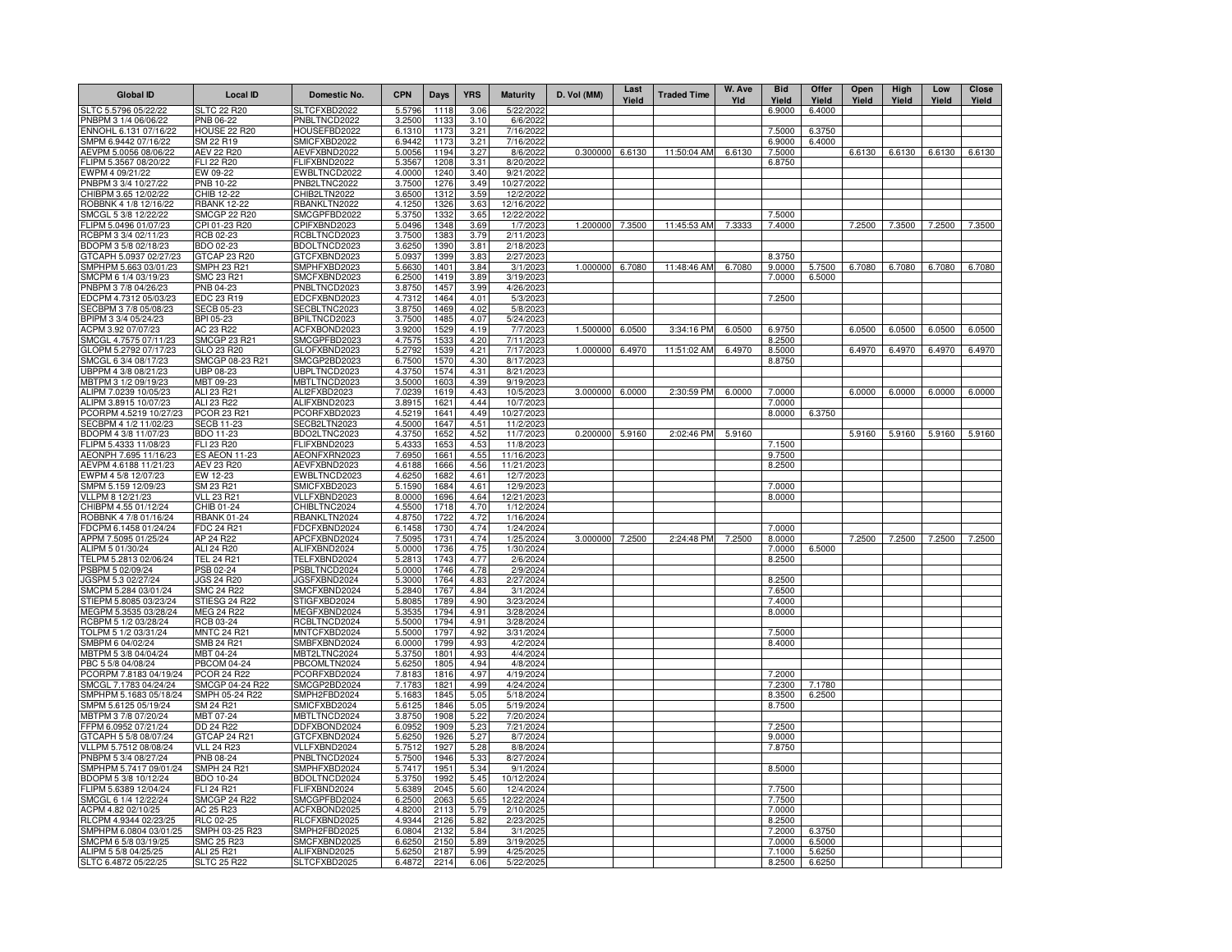| Global ID | Local ID | Domestic No. | CPN | Days | YRS | Maturity | D. Vol (MM) | Last Yield | Traded Time | W. Ave Yld | Bid Yield | Offer Yield | Open Yield | High Yield | Low Yield | Close Yield |
|---|---|---|---|---|---|---|---|---|---|---|---|---|---|---|---|---|
| SLTC 5.5796 05/22/22 | SLTC 22 R20 | SLTCFXBD2022 | 5.5796 | 1118 | 3.06 | 5/22/2022 | | | | | 6.9000 | 6.4000 | | | | |
| PNBPM 3 1/4 06/06/22 | PNB 06-22 | PNBLTNCD2022 | 3.2500 | 1133 | 3.10 | 6/6/2022 | | | | | | | | | | |
| ENNOHL 6.131 07/16/22 | HOUSE 22 R20 | HOUSEFBD2022 | 6.1310 | 1173 | 3.21 | 7/16/2022 | | | | | 7.5000 | 6.3750 | | | | |
| SMPM 6.9442 07/16/22 | SM 22 R19 | SMICFXBD2022 | 6.9442 | 1173 | 3.21 | 7/16/2022 | | | | | 6.9000 | 6.4000 | | | | |
| AEVPM 5.0056 08/06/22 | AEV 22 R20 | AEVFXBND2022 | 5.0056 | 1194 | 3.27 | 8/6/2022 | 0.300000 | 6.6130 | 11:50:04 AM | 6.6130 | 7.5000 | | 6.6130 | 6.6130 | 6.6130 | 6.6130 |
| FLIPM 5.3567 08/20/22 | FLI 22 R20 | FLIFXBND2022 | 5.3567 | 1208 | 3.31 | 8/20/2022 | | | | | 6.8750 | | | | | |
| EWPM 4 09/21/22 | EW 09-22 | EWBLTNCD2022 | 4.0000 | 1240 | 3.40 | 9/21/2022 | | | | | | | | | | |
| PNBPM 3 3/4 10/27/22 | PNB 10-22 | PNB2LTNC2022 | 3.7500 | 1276 | 3.49 | 10/27/2022 | | | | | | | | | | |
| CHIBPM 3.65 12/02/22 | CHIB 12-22 | CHIB2LTN2022 | 3.6500 | 1312 | 3.59 | 12/2/2022 | | | | | | | | | | |
| ROBBNK 4 1/8 12/16/22 | RBANK 12-22 | RBANKLTN2022 | 4.1250 | 1326 | 3.63 | 12/16/2022 | | | | | | | | | | |
| SMCGL 5 3/8 12/22/22 | SMCGP 22 R20 | SMCGPFBD2022 | 5.3750 | 1332 | 3.65 | 12/22/2022 | | | | | 7.5000 | | | | | |
| FLIPM 5.0496 01/07/23 | CPI 01-23 R20 | CPIFXBND2023 | 5.0496 | 1348 | 3.69 | 1/7/2023 | 1.200000 | 7.3500 | 11:45:53 AM | 7.3333 | 7.4000 | | 7.2500 | 7.3500 | 7.2500 | 7.3500 |
| RCBPM 3 3/4 02/11/23 | RCB 02-23 | RCBLTNCD2023 | 3.7500 | 1383 | 3.79 | 2/11/2023 | | | | | | | | | | |
| BDOPM 3 5/8 02/18/23 | BDO 02-23 | BDOLTNCD2023 | 3.6250 | 1390 | 3.81 | 2/18/2023 | | | | | | | | | | |
| GTCAPH 5.0937 02/27/23 | GTCAP 23 R20 | GTCFXBND2023 | 5.0937 | 1399 | 3.83 | 2/27/2023 | | | | | 8.3750 | | | | | |
| SMPHPM 5.663 03/01/23 | SMPH 23 R21 | SMPHFXBD2023 | 5.6630 | 1401 | 3.84 | 3/1/2023 | 1.000000 | 6.7080 | 11:48:46 AM | 6.7080 | 9.0000 | 5.7500 | 6.7080 | 6.7080 | 6.7080 | 6.7080 |
| SMCPM 6 1/4 03/19/23 | SMC 23 R21 | SMCFXBND2023 | 6.2500 | 1419 | 3.89 | 3/19/2023 | | | | | 7.0000 | 6.5000 | | | | |
| PNBPM 3 7/8 04/26/23 | PNB 04-23 | PNBLTNCD2023 | 3.8750 | 1457 | 3.99 | 4/26/2023 | | | | | | | | | | |
| EDCPM 4.7312 05/03/23 | EDC 23 R19 | EDCFXBND2023 | 4.7312 | 1464 | 4.01 | 5/3/2023 | | | | | 7.2500 | | | | | |
| SECBPM 3 7/8 05/08/23 | SECB 05-23 | SECBLTNC2023 | 3.8750 | 1469 | 4.02 | 5/8/2023 | | | | | | | | | | |
| BPIPM 3 3/4 05/24/23 | BPI 05-23 | BPILTNCD2023 | 3.7500 | 1485 | 4.07 | 5/24/2023 | | | | | | | | | | |
| ACPM 3.92 07/07/23 | AC 23 R22 | ACFXBOND2023 | 3.9200 | 1529 | 4.19 | 7/7/2023 | 1.500000 | 6.0500 | 3:34:16 PM | 6.0500 | 6.9750 | | 6.0500 | 6.0500 | 6.0500 | 6.0500 |
| SMCGL 4.7575 07/11/23 | SMCGP 23 R21 | SMCGPFBD2023 | 4.7575 | 1533 | 4.20 | 7/11/2023 | | | | | 8.2500 | | | | | |
| GLOPM 5.2792 07/17/23 | GLO 23 R20 | GLOFXBND2023 | 5.2792 | 1539 | 4.21 | 7/17/2023 | 1.000000 | 6.4970 | 11:51:02 AM | 6.4970 | 8.5000 | | 6.4970 | 6.4970 | 6.4970 | 6.4970 |
| SMCGL 6 3/4 08/17/23 | SMCGP 08-23 R21 | SMCGP2BD2023 | 6.7500 | 1570 | 4.30 | 8/17/2023 | | | | | 8.8750 | | | | | |
| UBPPM 4 3/8 08/21/23 | UBP 08-23 | UBPLTNCD2023 | 4.3750 | 1574 | 4.31 | 8/21/2023 | | | | | | | | | | |
| MBTPM 3 1/2 09/19/23 | MBT 09-23 | MBTLTNCD2023 | 3.5000 | 1603 | 4.39 | 9/19/2023 | | | | | | | | | | |
| ALIPM 7.0239 10/05/23 | ALI 23 R21 | ALI2FXBD2023 | 7.0239 | 1619 | 4.43 | 10/5/2023 | 3.000000 | 6.0000 | 2:30:59 PM | 6.0000 | 7.0000 | | 6.0000 | 6.0000 | 6.0000 | 6.0000 |
| ALIPM 3.8915 10/07/23 | ALI 23 R22 | ALIFXBND2023 | 3.8915 | 1621 | 4.44 | 10/7/2023 | | | | | 7.0000 | | | | | |
| PCORPM 4.5219 10/27/23 | PCOR 23 R21 | PCORFXBD2023 | 4.5219 | 1641 | 4.49 | 10/27/2023 | | | | | 8.0000 | 6.3750 | | | | |
| SECBPM 4 1/2 11/02/23 | SECB 11-23 | SECB2LTN2023 | 4.5000 | 1647 | 4.51 | 11/2/2023 | | | | | | | | | | |
| BDOPM 4 3/8 11/07/23 | BDO 11-23 | BDO2LTNC2023 | 4.3750 | 1652 | 4.52 | 11/7/2023 | 0.200000 | 5.9160 | 2:02:46 PM | 5.9160 | | | 5.9160 | 5.9160 | 5.9160 | 5.9160 |
| FLIPM 5.4333 11/08/23 | FLI 23 R20 | FLIFXBND2023 | 5.4333 | 1653 | 4.53 | 11/8/2023 | | | | | 7.1500 | | | | | |
| AEONPH 7.695 11/16/23 | ES AEON 11-23 | AEONFXRN2023 | 7.6950 | 1661 | 4.55 | 11/16/2023 | | | | | 9.7500 | | | | | |
| AEVPM 4.6188 11/21/23 | AEV 23 R20 | AEVFXBND2023 | 4.6188 | 1666 | 4.56 | 11/21/2023 | | | | | 8.2500 | | | | | |
| EWPM 4 5/8 12/07/23 | EW 12-23 | EWBLTNCD2023 | 4.6250 | 1682 | 4.61 | 12/7/2023 | | | | | | | | | | |
| SMPM 5.159 12/09/23 | SM 23 R21 | SMICFXBD2023 | 5.1590 | 1684 | 4.61 | 12/9/2023 | | | | | 7.0000 | | | | | |
| VLLPM 8 12/21/23 | VLL 23 R21 | VLLFXBND2023 | 8.0000 | 1696 | 4.64 | 12/21/2023 | | | | | 8.0000 | | | | | |
| CHIBPM 4.55 01/12/24 | CHIB 01-24 | CHIBLTNC2024 | 4.5500 | 1718 | 4.70 | 1/12/2024 | | | | | | | | | | |
| ROBBNK 4 7/8 01/16/24 | RBANK 01-24 | RBANKLTN2024 | 4.8750 | 1722 | 4.72 | 1/16/2024 | | | | | | | | | | |
| FDCPM 6.1458 01/24/24 | FDC 24 R21 | FDCFXBND2024 | 6.1458 | 1730 | 4.74 | 1/24/2024 | | | | | 7.0000 | | | | | |
| APPM 7.5095 01/25/24 | AP 24 R22 | APCFXBND2024 | 7.5095 | 1731 | 4.74 | 1/25/2024 | 3.000000 | 7.2500 | 2:24:48 PM | 7.2500 | 8.0000 | | 7.2500 | 7.2500 | 7.2500 | 7.2500 |
| ALIPM 5 01/30/24 | ALI 24 R20 | ALIFXBND2024 | 5.0000 | 1736 | 4.75 | 1/30/2024 | | | | | 7.0000 | 6.5000 | | | | |
| TELPM 5.2813 02/06/24 | TEL 24 R21 | TELFXBND2024 | 5.2813 | 1743 | 4.77 | 2/6/2024 | | | | | 8.2500 | | | | | |
| PSBPM 5 02/09/24 | PSB 02-24 | PSBLTNCD2024 | 5.0000 | 1746 | 4.78 | 2/9/2024 | | | | | | | | | | |
| JGSPM 5.3 02/27/24 | JGS 24 R20 | JGSFXBND2024 | 5.3000 | 1764 | 4.83 | 2/27/2024 | | | | | 8.2500 | | | | | |
| SMCPM 5.284 03/01/24 | SMC 24 R22 | SMCFXBND2024 | 5.2840 | 1767 | 4.84 | 3/1/2024 | | | | | 7.6500 | | | | | |
| STIEPM 5.8085 03/23/24 | STIESG 24 R22 | STIGFXBD2024 | 5.8085 | 1789 | 4.90 | 3/23/2024 | | | | | 7.4000 | | | | | |
| MEGPM 5.3535 03/28/24 | MEG 24 R22 | MEGFXBND2024 | 5.3535 | 1794 | 4.91 | 3/28/2024 | | | | | 8.0000 | | | | | |
| RCBPM 5 1/2 03/28/24 | RCB 03-24 | RCBLTNCD2024 | 5.5000 | 1794 | 4.91 | 3/28/2024 | | | | | | | | | | |
| TOLPM 5 1/2 03/31/24 | MNTC 24 R21 | MNTCFXBD2024 | 5.5000 | 1797 | 4.92 | 3/31/2024 | | | | | 7.5000 | | | | | |
| SMBPM 6 04/02/24 | SMB 24 R21 | SMBFXBND2024 | 6.0000 | 1799 | 4.93 | 4/2/2024 | | | | | 8.4000 | | | | | |
| MBTPM 5 3/8 04/04/24 | MBT 04-24 | MBT2LTNC2024 | 5.3750 | 1801 | 4.93 | 4/4/2024 | | | | | | | | | | |
| PBC 5 5/8 04/08/24 | PBCOM 04-24 | PBCOMLTN2024 | 5.6250 | 1805 | 4.94 | 4/8/2024 | | | | | | | | | | |
| PCORPM 7.8183 04/19/24 | PCOR 24 R22 | PCORFXBD2024 | 7.8183 | 1816 | 4.97 | 4/19/2024 | | | | | 7.2000 | | | | | |
| SMCGL 7.1783 04/24/24 | SMCGP 04-24 R22 | SMCGP2BD2024 | 7.1783 | 1821 | 4.99 | 4/24/2024 | | | | | 7.2300 | 7.1780 | | | | |
| SMPHPM 5.1683 05/18/24 | SMPH 05-24 R22 | SMPH2FBD2024 | 5.1683 | 1845 | 5.05 | 5/18/2024 | | | | | 8.3500 | 6.2500 | | | | |
| SMPM 5.6125 05/19/24 | SM 24 R21 | SMICFXBD2024 | 5.6125 | 1846 | 5.05 | 5/19/2024 | | | | | 8.7500 | | | | | |
| MBTPM 3 7/8 07/20/24 | MBT 07-24 | MBTLTNCD2024 | 3.8750 | 1908 | 5.22 | 7/20/2024 | | | | | | | | | | |
| FFPM 6.0952 07/21/24 | DD 24 R22 | DDFXBOND2024 | 6.0952 | 1909 | 5.23 | 7/21/2024 | | | | | 7.2500 | | | | | |
| GTCAPH 5 5/8 08/07/24 | GTCAP 24 R21 | GTCFXBND2024 | 5.6250 | 1926 | 5.27 | 8/7/2024 | | | | | 9.0000 | | | | | |
| VLLPM 5.7512 08/08/24 | VLL 24 R23 | VLLFXBND2024 | 5.7512 | 1927 | 5.28 | 8/8/2024 | | | | | 7.8750 | | | | | |
| PNBPM 5 3/4 08/27/24 | PNB 08-24 | PNBLTNCD2024 | 5.7500 | 1946 | 5.33 | 8/27/2024 | | | | | | | | | | |
| SMPHPM 5.7417 09/01/24 | SMPH 24 R21 | SMPHFXBD2024 | 5.7417 | 1951 | 5.34 | 9/1/2024 | | | | | 8.5000 | | | | | |
| BDOPM 5 3/8 10/12/24 | BDO 10-24 | BDOLTNCD2024 | 5.3750 | 1992 | 5.45 | 10/12/2024 | | | | | | | | | | |
| FLIPM 5.6389 12/04/24 | FLI 24 R21 | FLIFXBND2024 | 5.6389 | 2045 | 5.60 | 12/4/2024 | | | | | 7.7500 | | | | | |
| SMCGL 6 1/4 12/22/24 | SMCGP 24 R22 | SMCGPFBD2024 | 6.2500 | 2063 | 5.65 | 12/22/2024 | | | | | 7.7500 | | | | | |
| ACPM 4.82 02/10/25 | AC 25 R23 | ACFXBOND2025 | 4.8200 | 2113 | 5.79 | 2/10/2025 | | | | | 7.0000 | | | | | |
| RLCPM 4.9344 02/23/25 | RLC 02-25 | RLCFXBND2025 | 4.9344 | 2126 | 5.82 | 2/23/2025 | | | | | 8.2500 | | | | | |
| SMPHPM 6.0804 03/01/25 | SMPH 03-25 R23 | SMPH2FBD2025 | 6.0804 | 2132 | 5.84 | 3/1/2025 | | | | | 7.2000 | 6.3750 | | | | |
| SMCPM 6 5/8 03/19/25 | SMC 25 R23 | SMCFXBND2025 | 6.6250 | 2150 | 5.89 | 3/19/2025 | | | | | 7.0000 | 6.5000 | | | | |
| ALIPM 5 5/8 04/25/25 | ALI 25 R21 | ALIFXBND2025 | 5.6250 | 2187 | 5.99 | 4/25/2025 | | | | | 7.1000 | 5.6250 | | | | |
| SLTC 6.4872 05/22/25 | SLTC 25 R22 | SLTCFXBD2025 | 6.4872 | 2214 | 6.06 | 5/22/2025 | | | | | 8.2500 | 6.6250 | | | | |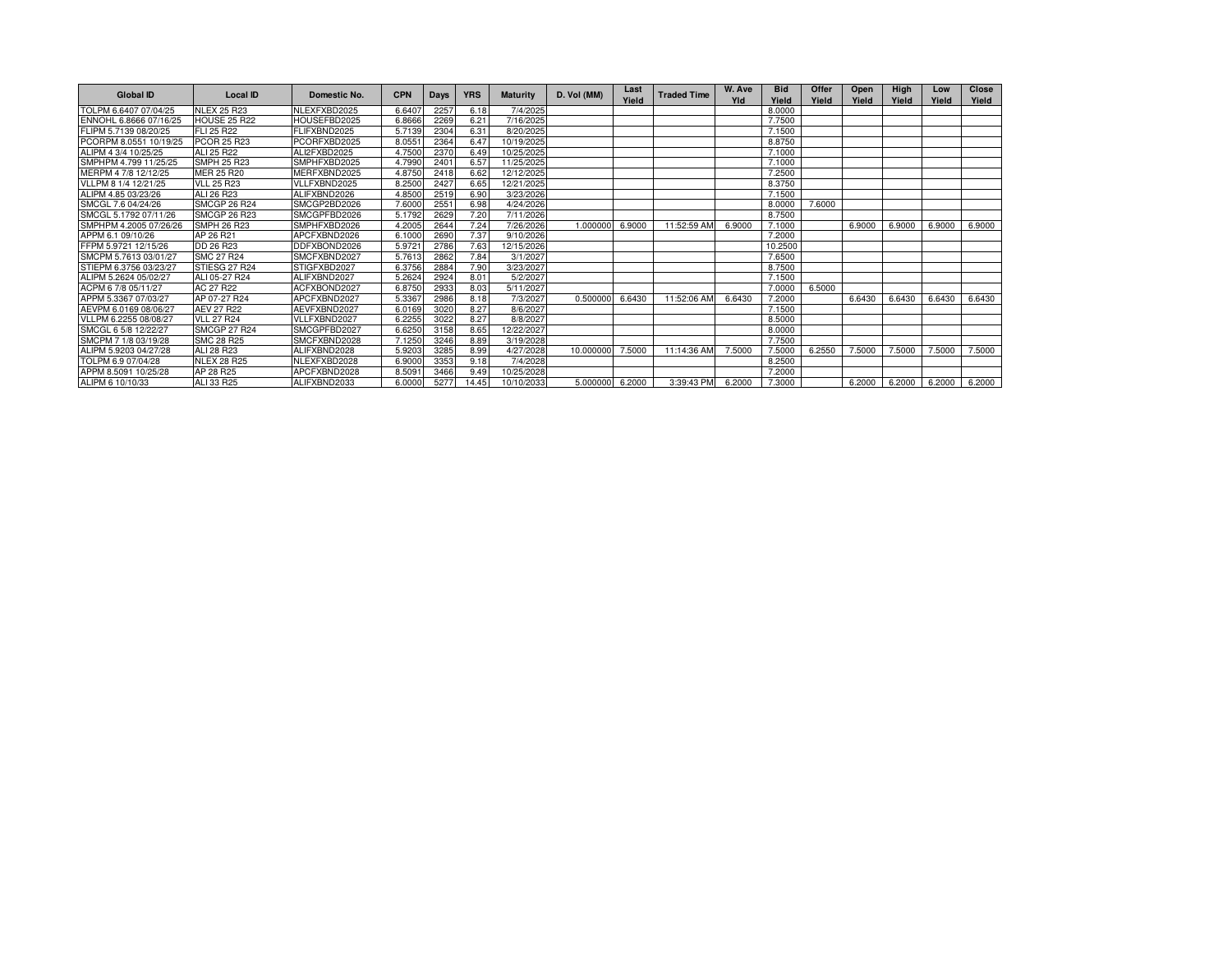| Global ID | Local ID | Domestic No. | CPN | Days | YRS | Maturity | D. Vol (MM) | Last Yield | Traded Time | W. Ave Yld | Bid Yield | Offer Yield | Open Yield | High Yield | Low Yield | Close Yield |
|---|---|---|---|---|---|---|---|---|---|---|---|---|---|---|---|---|
| TOLPM 6.6407 07/04/25 | NLEX 25 R23 | NLEXFXBD2025 | 6.6407 | 2257 | 6.18 | 7/4/2025 | | | | | 8.0000 | | | | | |
| ENNOHL 6.8666 07/16/25 | HOUSE 25 R22 | HOUSEFBD2025 | 6.8666 | 2269 | 6.21 | 7/16/2025 | | | | | 7.7500 | | | | | |
| FLIPM 5.7139 08/20/25 | FLI 25 R22 | FLIFXBND2025 | 5.7139 | 2304 | 6.31 | 8/20/2025 | | | | | 7.1500 | | | | | |
| PCORPM 8.0551 10/19/25 | PCOR 25 R23 | PCORFXBD2025 | 8.0551 | 2364 | 6.47 | 10/19/2025 | | | | | 8.8750 | | | | | |
| ALIPM 4 3/4 10/25/25 | ALI 25 R22 | ALI2FXBD2025 | 4.7500 | 2370 | 6.49 | 10/25/2025 | | | | | 7.1000 | | | | | |
| SMPHPM 4.799 11/25/25 | SMPH 25 R23 | SMPHFXBD2025 | 4.7990 | 2401 | 6.57 | 11/25/2025 | | | | | 7.1000 | | | | | |
| MERPM 4 7/8 12/12/25 | MER 25 R20 | MERFXBND2025 | 4.8750 | 2418 | 6.62 | 12/12/2025 | | | | | 7.2500 | | | | | |
| VLLPM 8 1/4 12/21/25 | VLL 25 R23 | VLLFXBND2025 | 8.2500 | 2427 | 6.65 | 12/21/2025 | | | | | 8.3750 | | | | | |
| ALIPM 4.85 03/23/26 | ALI 26 R23 | ALIFXBND2026 | 4.8500 | 2519 | 6.90 | 3/23/2026 | | | | | 7.1500 | | | | | |
| SMCGL 7.6 04/24/26 | SMCGP 26 R24 | SMCGP2BD2026 | 7.6000 | 2551 | 6.98 | 4/24/2026 | | | | | 8.0000 | 7.6000 | | | | |
| SMCGL 5.1792 07/11/26 | SMCGP 26 R23 | SMCGPFBD2026 | 5.1792 | 2629 | 7.20 | 7/11/2026 | | | | | 8.7500 | | | | | |
| SMPHPM 4.2005 07/26/26 | SMPH 26 R23 | SMPHFXBD2026 | 4.2005 | 2644 | 7.24 | 7/26/2026 | 1.000000 | 6.9000 | 11:52:59 AM | 6.9000 | 7.1000 | | 6.9000 | 6.9000 | 6.9000 | 6.9000 |
| APPM 6.1 09/10/26 | AP 26 R21 | APCFXBND2026 | 6.1000 | 2690 | 7.37 | 9/10/2026 | | | | | 7.2000 | | | | | |
| FFPM 5.9721 12/15/26 | DD 26 R23 | DDFXBOND2026 | 5.9721 | 2786 | 7.63 | 12/15/2026 | | | | | 10.2500 | | | | | |
| SMCPM 5.7613 03/01/27 | SMC 27 R24 | SMCFXBND2027 | 5.7613 | 2862 | 7.84 | 3/1/2027 | | | | | 7.6500 | | | | | |
| STIEPM 6.3756 03/23/27 | STIESG 27 R24 | STIGFXBD2027 | 6.3756 | 2884 | 7.90 | 3/23/2027 | | | | | 8.7500 | | | | | |
| ALIPM 5.2624 05/02/27 | ALI 05-27 R24 | ALIFXBND2027 | 5.2624 | 2924 | 8.01 | 5/2/2027 | | | | | 7.1500 | | | | | |
| ACPM 6 7/8 05/11/27 | AC 27 R22 | ACFXBOND2027 | 6.8750 | 2933 | 8.03 | 5/11/2027 | | | | | 7.0000 | 6.5000 | | | | |
| APPM 5.3367 07/03/27 | AP 07-27 R24 | APCFXBND2027 | 5.3367 | 2986 | 8.18 | 7/3/2027 | 0.500000 | 6.6430 | 11:52:06 AM | 6.6430 | 7.2000 | | 6.6430 | 6.6430 | 6.6430 | 6.6430 |
| AEVPM 6.0169 08/06/27 | AEV 27 R22 | AEVFXBND2027 | 6.0169 | 3020 | 8.27 | 8/6/2027 | | | | | 7.1500 | | | | | |
| VLLPM 6.2255 08/08/27 | VLL 27 R24 | VLLFXBND2027 | 6.2255 | 3022 | 8.27 | 8/8/2027 | | | | | 8.5000 | | | | | |
| SMCGL 6 5/8 12/22/27 | SMCGP 27 R24 | SMCGPFBD2027 | 6.6250 | 3158 | 8.65 | 12/22/2027 | | | | | 8.0000 | | | | | |
| SMCPM 7 1/8 03/19/28 | SMC 28 R25 | SMCFXBND2028 | 7.1250 | 3246 | 8.89 | 3/19/2028 | | | | | 7.7500 | | | | | |
| ALIPM 5.9203 04/27/28 | ALI 28 R23 | ALIFXBND2028 | 5.9203 | 3285 | 8.99 | 4/27/2028 | 10.000000 | 7.5000 | 11:14:36 AM | 7.5000 | 7.5000 | 6.2550 | 7.5000 | 7.5000 | 7.5000 | 7.5000 |
| TOLPM 6.9 07/04/28 | NLEX 28 R25 | NLEXFXBD2028 | 6.9000 | 3353 | 9.18 | 7/4/2028 | | | | | 8.2500 | | | | | |
| APPM 8.5091 10/25/28 | AP 28 R25 | APCFXBND2028 | 8.5091 | 3466 | 9.49 | 10/25/2028 | | | | | 7.2000 | | | | | |
| ALIPM 6 10/10/33 | ALI 33 R25 | ALIFXBND2033 | 6.0000 | 5277 | 14.45 | 10/10/2033 | 5.000000 | 6.2000 | 3:39:43 PM | 6.2000 | 7.3000 | | 6.2000 | 6.2000 | 6.2000 | 6.2000 |